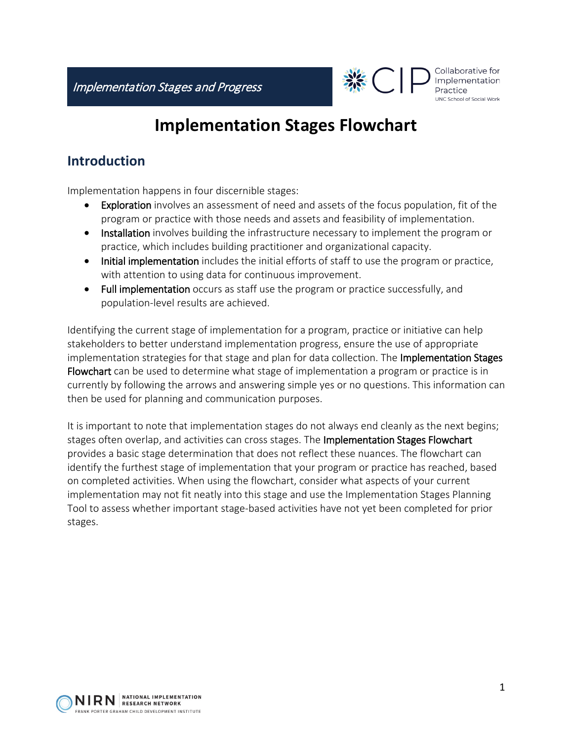# Implementation Stages Flowchart

## Introduction

Implementation happens in four discernible stages:

- Exploration involves an assessment of need and assets of the focus population, fit of the program or practice with those needs and assets and feasibility of implementation.
- Installation involves building the infrastructure necessary to implement the program or practice, which includes building practitioner and organizational capacity.
- Initial implementation includes the initial efforts of staff to use the program or practice, with attention to using data for continuous improvement.
- Full implementation occurs as staff use the program or practice successfully, and population-level results are achieved.

Identifying the current stage of implementation for a program, practice or initiative can help stakeholders to better understand implementation progress, ensure the use of appropriate implementation strategies for that stage and plan for data collection. The Implementation Stages Flowchart can be used to determine what stage of implementation a program or practice is in currently by following the arrows and answering simple yes or no questions. This information can then be used for planning and communication purposes.

It is important to note that implementation stages do not always end cleanly as the next begins; stages often overlap, and activities can cross stages. The Implementation Stages Flowchart provides a basic stage determination that does not reflect these nuances. The flowchart can identify the furthest stage of implementation that your program or practice has reached, based on completed activities. When using the flowchart, consider what aspects of your current implementation may not fit neatly into this stage and use the Implementation Stages Planning Tool to assess whether important stage-based activities have not yet been completed for prior stages.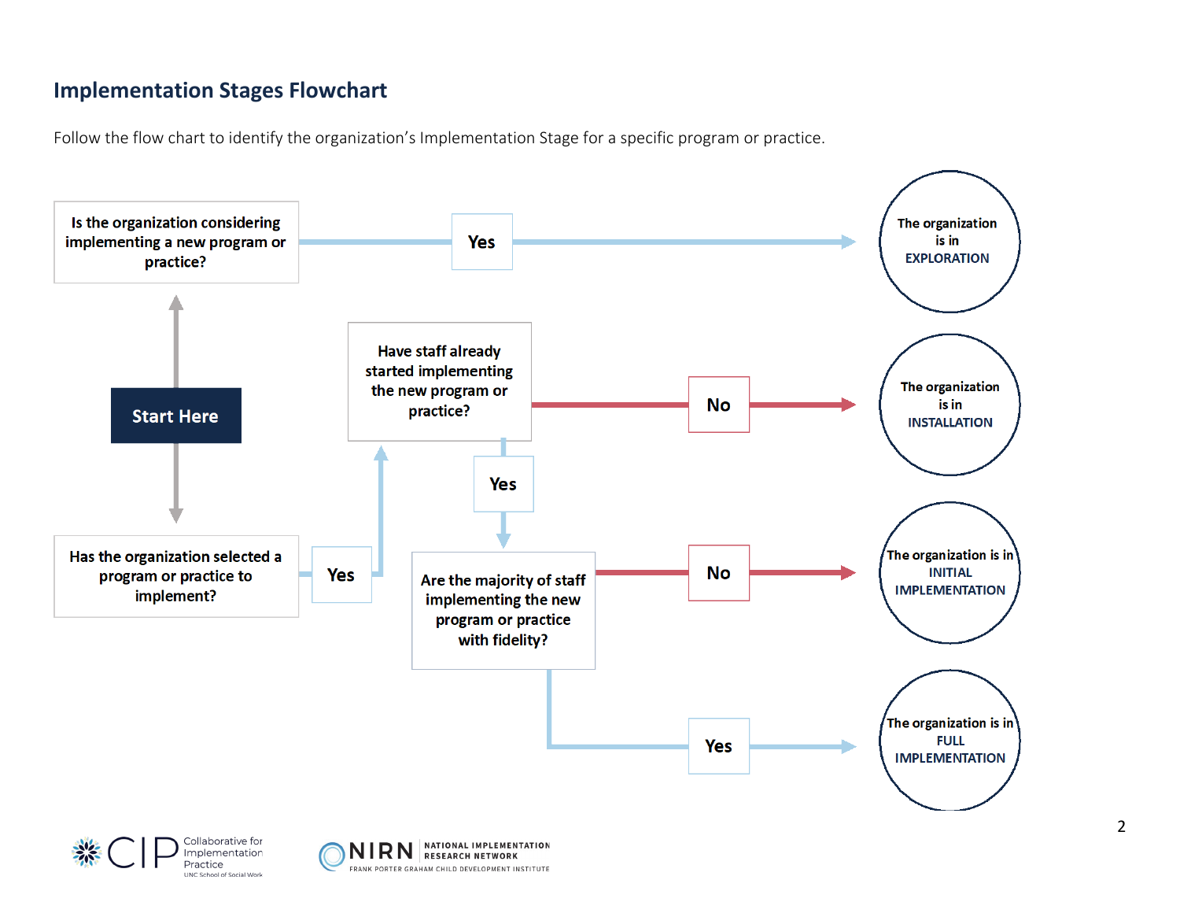## Implementation Stages Flowchart

Follow the flow chart to identify the organization's Implementation Stage for a specific program or practice.

Start Here

Is the organization considering implementing a new program or practice?

Yes

The organization is in EXPLORATION

Has the organization selected a program or practice to implement?

Yes

Have staff already started implementing the new program or practice?

No

The organization is in INSTALLATION

Yes

Are the majority of staff implementing the new program or practice with fidelity?

No

The organization is in INITIAL IMPLEMENTATION

Yes

The organization is in FULL IMPLEMENTATION

CIP Collaborative for Implementation Practice UNC School of Social Work

NIRN NATIONAL IMPLEMENTATION RESEARCH NETWORK FRANK PORTER GRAHAM CHILD DEVELOPMENT INSTITUTE